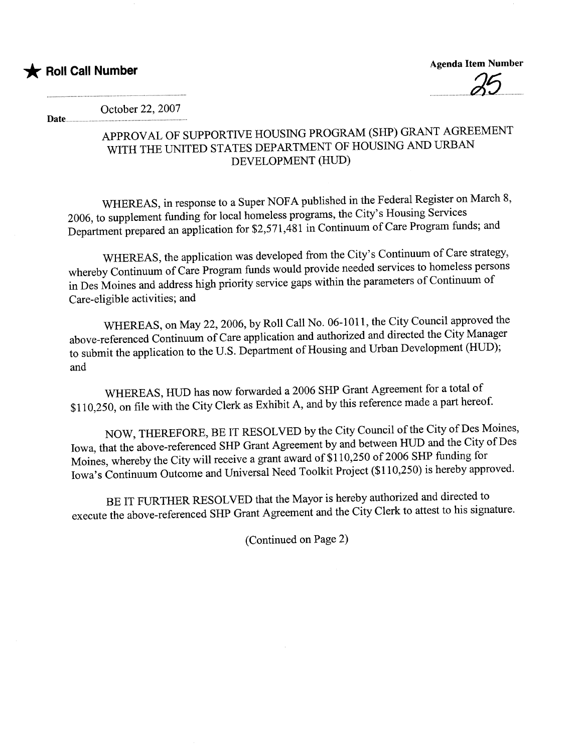★ **Roll Call Number**

**Agenda Item Number**

25

Date October 22, 2007

## APPROVAL OF SUPPORTIVE HOUSING PROGRAM (SHP) GRANT AGREEMENT WITH THE UNITED STATES DEPARTMENT OF HOUSING AND URBAN DEVELOPMENT (HUD)

WHEREAS, in response to a Super NOFA published in the Federal Register on March 8, 2006, to supplement funding for local homeless programs, the City's Housing Services Department prepared an application for $2,571,481 in Continuum of Care Program funds; and

WHEREAS, the application was developed from the City's Continuum of Care strategy, whereby Continuum of Care Program funds would provide needed services to homeless persons in Des Moines and address high priority service gaps within the parameters of Continuum of Care-eligible activities; and

WHEREAS, on May 22, 2006, by Roll Call No. 06-1011, the City Council approved the above-referenced Continuum of Care application and authorized and directed the City Manager to submit the application to the U.S. Department of Housing and Urban Development (HUD); and

WHEREAS, HUD has now forwarded a 2006 SHP Grant Agreement for a total of $110,250, on file with the City Clerk as Exhibit A, and by this reference made a part hereof.

NOW, THEREFORE, BE IT RESOLVED by the City Council of the City of Des Moines, Iowa, that the above-referenced SHP Grant Agreement by and between HUD and the City of Des Moines, whereby the City will receive a grant award of $110,250 of 2006 SHP funding for Iowa's Continuum Outcome and Universal Need Toolkit Project ($110,250) is hereby approved.

BE IT FURTHER RESOLVED that the Mayor is hereby authorized and directed to execute the above-referenced SHP Grant Agreement and the City Clerk to attest to his signature.

(Continued on Page 2)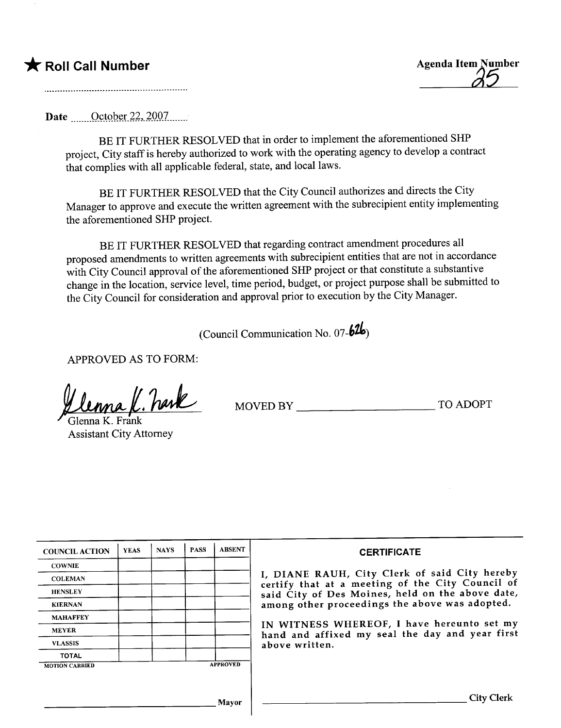★ **Roll Call Number**

..........................................................

Agenda Item Number
25

Date ......October 22, 2007......

BE IT FURTHER RESOLVED that in order to implement the aforementioned SHP project, City staff is hereby authorized to work with the operating agency to develop a contract that complies with all applicable federal, state, and local laws.

BE IT FURTHER RESOLVED that the City Council authorizes and directs the City Manager to approve and execute the written agreement with the subrecipient entity implementing the aforementioned SHP project.

BE IT FURTHER RESOLVED that regarding contract amendment procedures all proposed amendments to written agreements with subrecipient entities that are not in accordance with City Council approval of the aforementioned SHP project or that constitute a substantive change in the location, service level, time period, budget, or project purpose shall be submitted to the City Council for consideration and approval prior to execution by the City Manager.

(Council Communication No. 07-626)

APPROVED AS TO FORM:

Glenna K. Frank
Glenna K. Frank
Assistant City Attorney

MOVED BY ______________________ TO ADOPT

| COUNCIL ACTION | YEAS | NAYS | PASS | ABSENT |
|---|---|---|---|---|
| COWNIE | | | | |
| COLEMAN | | | | |
| HENSLEY | | | | |
| KIERNAN | | | | |
| MAHAFFEY | | | | |
| MEYER | | | | |
| VLASSIS | | | | |
| TOTAL | | | | |
| MOTION CARRIED | | | | APPROVED |

______________________________ Mayor

**CERTIFICATE**

I, DIANE RAUH, City Clerk of said City hereby certify that at a meeting of the City Council of said City of Des Moines, held on the above date, among other proceedings the above was adopted.

IN WITNESS WHEREOF, I have hereunto set my hand and affixed my seal the day and year first above written.

______________________________ City Clerk